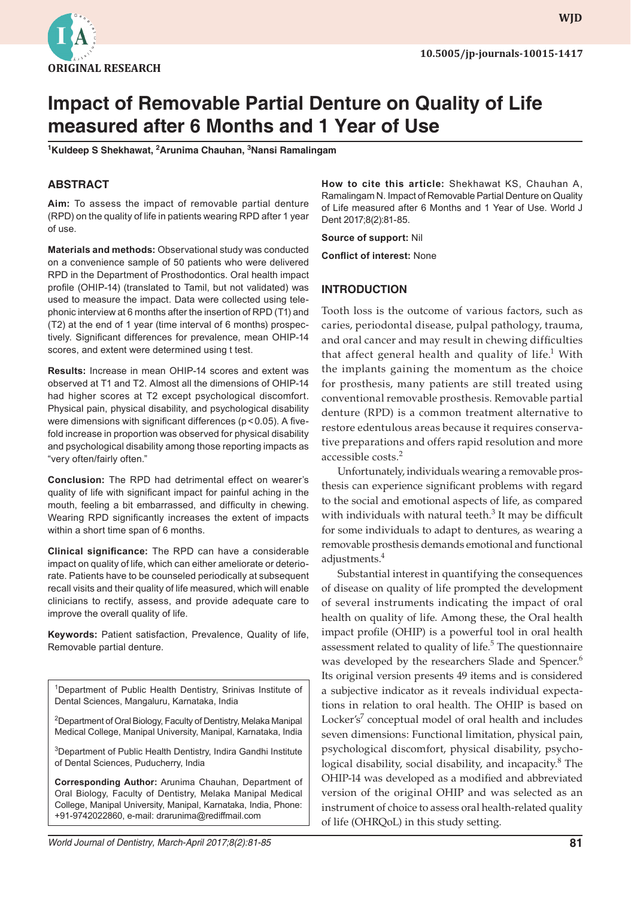ORIGINAL RESEARCH

10.5005/jp-journals-10015-1417

# Impact of Removable Partial Denture on Quality of Life measured after 6 Months and 1 Year of Use

[1]Kuldeep S Shekhawat, [2]Arunima Chauhan, [3]Nansi Ramalingam

## ABSTRACT

**Aim:** To assess the impact of removable partial denture (RPD) on the quality of life in patients wearing RPD after 1 year of use.

**Materials and methods:** Observational study was conducted on a convenience sample of 50 patients who were delivered RPD in the Department of Prosthodontics. Oral health impact profile (OHIP-14) (translated to Tamil, but not validated) was used to measure the impact. Data were collected using telephonic interview at 6 months after the insertion of RPD (T1) and (T2) at the end of 1 year (time interval of 6 months) prospectively. Significant differences for prevalence, mean OHIP-14 scores, and extent were determined using t test.

**Results:** Increase in mean OHIP-14 scores and extent was observed at T1 and T2. Almost all the dimensions of OHIP-14 had higher scores at T2 except psychological discomfort. Physical pain, physical disability, and psychological disability were dimensions with significant differences ($p < 0.05$). A five-fold increase in proportion was observed for physical disability and psychological disability among those reporting impacts as "very often/fairly often."

**Conclusion:** The RPD had detrimental effect on wearer's quality of life with significant impact for painful aching in the mouth, feeling a bit embarrassed, and difficulty in chewing. Wearing RPD significantly increases the extent of impacts within a short time span of 6 months.

**Clinical significance:** The RPD can have a considerable impact on quality of life, which can either ameliorate or deteriorate. Patients have to be counseled periodically at subsequent recall visits and their quality of life measured, which will enable clinicians to rectify, assess, and provide adequate care to improve the overall quality of life.

**Keywords:** Patient satisfaction, Prevalence, Quality of life, Removable partial denture.

[1]Department of Public Health Dentistry, Srinivas Institute of Dental Sciences, Mangaluru, Karnataka, India

[2]Department of Oral Biology, Faculty of Dentistry, Melaka Manipal Medical College, Manipal University, Manipal, Karnataka, India

[3]Department of Public Health Dentistry, Indira Gandhi Institute of Dental Sciences, Puducherry, India

**Corresponding Author:** Arunima Chauhan, Department of Oral Biology, Faculty of Dentistry, Melaka Manipal Medical College, Manipal University, Manipal, Karnataka, India, Phone: +91-9742022860, e-mail: drarunima@rediffmail.com

**How to cite this article:** Shekhawat KS, Chauhan A, Ramalingam N. Impact of Removable Partial Denture on Quality of Life measured after 6 Months and 1 Year of Use. World J Dent 2017;8(2):81-85.

**Source of support:** Nil

**Conflict of interest:** None

## INTRODUCTION

Tooth loss is the outcome of various factors, such as caries, periodontal disease, pulpal pathology, trauma, and oral cancer and may result in chewing difficulties that affect general health and quality of life.[1] With the implants gaining the momentum as the choice for prosthesis, many patients are still treated using conventional removable prosthesis. Removable partial denture (RPD) is a common treatment alternative to restore edentulous areas because it requires conservative preparations and offers rapid resolution and more accessible costs.[2]

Unfortunately, individuals wearing a removable prosthesis can experience significant problems with regard to the social and emotional aspects of life, as compared with individuals with natural teeth.[3] It may be difficult for some individuals to adapt to dentures, as wearing a removable prosthesis demands emotional and functional adjustments.[4]

Substantial interest in quantifying the consequences of disease on quality of life prompted the development of several instruments indicating the impact of oral health on quality of life. Among these, the Oral health impact profile (OHIP) is a powerful tool in oral health assessment related to quality of life.[5] The questionnaire was developed by the researchers Slade and Spencer.[6] Its original version presents 49 items and is considered a subjective indicator as it reveals individual expectations in relation to oral health. The OHIP is based on Locker's[7] conceptual model of oral health and includes seven dimensions: Functional limitation, physical pain, psychological discomfort, physical disability, psychological disability, social disability, and incapacity.[8] The OHIP-14 was developed as a modified and abbreviated version of the original OHIP and was selected as an instrument of choice to assess oral health-related quality of life (OHRQoL) in this study setting.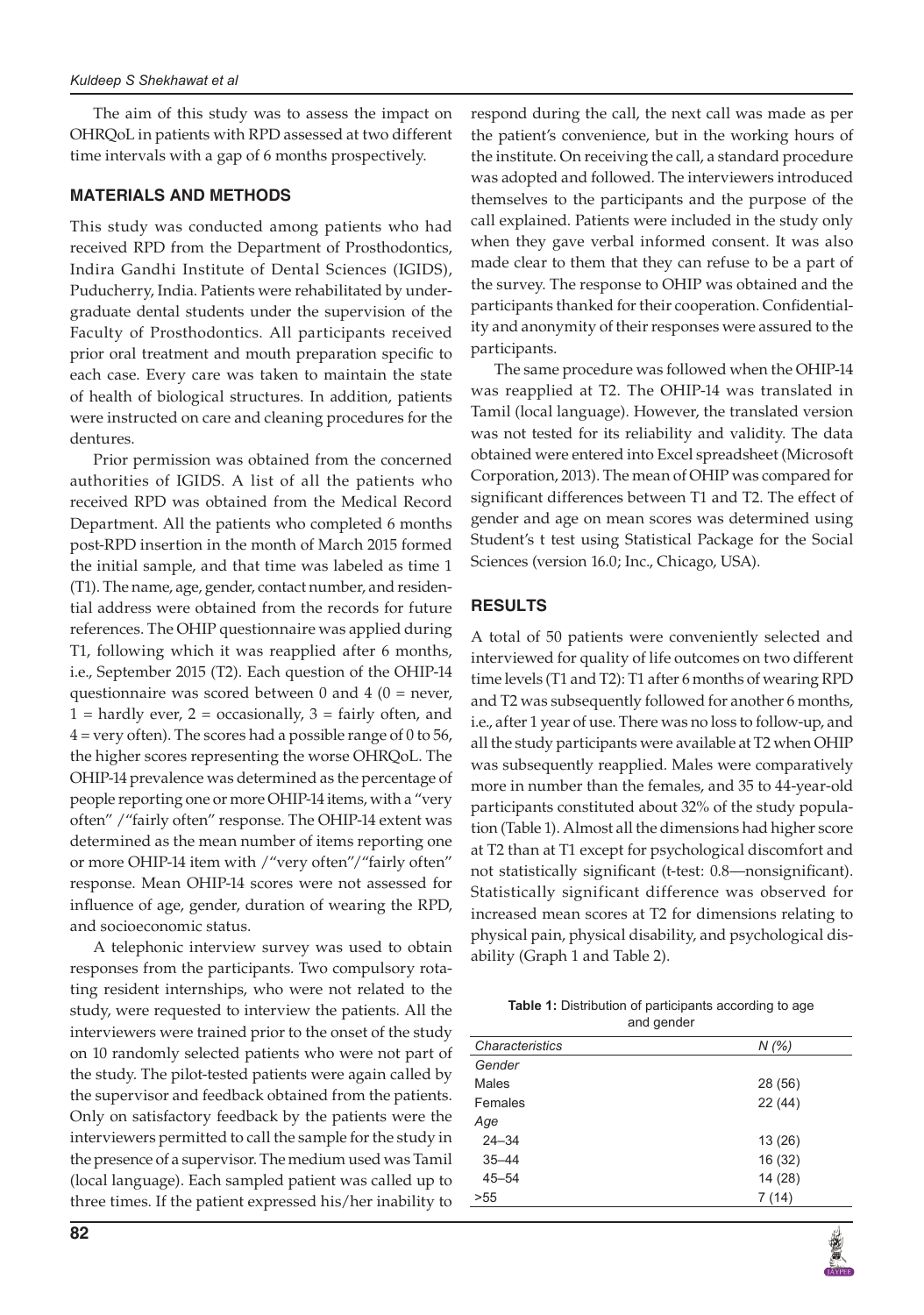The aim of this study was to assess the impact on OHRQoL in patients with RPD assessed at two different time intervals with a gap of 6 months prospectively.

## MATERIALS AND METHODS

This study was conducted among patients who had received RPD from the Department of Prosthodontics, Indira Gandhi Institute of Dental Sciences (IGIDS), Puducherry, India. Patients were rehabilitated by undergraduate dental students under the supervision of the Faculty of Prosthodontics. All participants received prior oral treatment and mouth preparation specific to each case. Every care was taken to maintain the state of health of biological structures. In addition, patients were instructed on care and cleaning procedures for the dentures.

Prior permission was obtained from the concerned authorities of IGIDS. A list of all the patients who received RPD was obtained from the Medical Record Department. All the patients who completed 6 months post-RPD insertion in the month of March 2015 formed the initial sample, and that time was labeled as time 1 (T1). The name, age, gender, contact number, and residential address were obtained from the records for future references. The OHIP questionnaire was applied during T1, following which it was reapplied after 6 months, i.e., September 2015 (T2). Each question of the OHIP-14 questionnaire was scored between 0 and 4 (0 = never, 1 = hardly ever, 2 = occasionally, 3 = fairly often, and 4 = very often). The scores had a possible range of 0 to 56, the higher scores representing the worse OHRQoL. The OHIP-14 prevalence was determined as the percentage of people reporting one or more OHIP-14 items, with a "very often" /"fairly often" response. The OHIP-14 extent was determined as the mean number of items reporting one or more OHIP-14 item with /"very often"/"fairly often" response. Mean OHIP-14 scores were not assessed for influence of age, gender, duration of wearing the RPD, and socioeconomic status.

A telephonic interview survey was used to obtain responses from the participants. Two compulsory rotating resident internships, who were not related to the study, were requested to interview the patients. All the interviewers were trained prior to the onset of the study on 10 randomly selected patients who were not part of the study. The pilot-tested patients were again called by the supervisor and feedback obtained from the patients. Only on satisfactory feedback by the patients were the interviewers permitted to call the sample for the study in the presence of a supervisor. The medium used was Tamil (local language). Each sampled patient was called up to three times. If the patient expressed his/her inability to respond during the call, the next call was made as per the patient's convenience, but in the working hours of the institute. On receiving the call, a standard procedure was adopted and followed. The interviewers introduced themselves to the participants and the purpose of the call explained. Patients were included in the study only when they gave verbal informed consent. It was also made clear to them that they can refuse to be a part of the survey. The response to OHIP was obtained and the participants thanked for their cooperation. Confidentiality and anonymity of their responses were assured to the participants.

The same procedure was followed when the OHIP-14 was reapplied at T2. The OHIP-14 was translated in Tamil (local language). However, the translated version was not tested for its reliability and validity. The data obtained were entered into Excel spreadsheet (Microsoft Corporation, 2013). The mean of OHIP was compared for significant differences between T1 and T2. The effect of gender and age on mean scores was determined using Student's t test using Statistical Package for the Social Sciences (version 16.0; Inc., Chicago, USA).

## RESULTS

A total of 50 patients were conveniently selected and interviewed for quality of life outcomes on two different time levels (T1 and T2): T1 after 6 months of wearing RPD and T2 was subsequently followed for another 6 months, i.e., after 1 year of use. There was no loss to follow-up, and all the study participants were available at T2 when OHIP was subsequently reapplied. Males were comparatively more in number than the females, and 35 to 44-year-old participants constituted about 32% of the study population (Table 1). Almost all the dimensions had higher score at T2 than at T1 except for psychological discomfort and not statistically significant (t-test: 0.8—nonsignificant). Statistically significant difference was observed for increased mean scores at T2 for dimensions relating to physical pain, physical disability, and psychological disability (Graph 1 and Table 2).

**Table 1:** Distribution of participants according to age and gender

| *Characteristics* | *N (%)* |
|---|---|
| *Gender* | |
| Males | 28 (56) |
| Females | 22 (44) |
| *Age* | |
| 24–34 | 13 (26) |
| 35–44 | 16 (32) |
| 45–54 | 14 (28) |
| >55 | 7 (14) |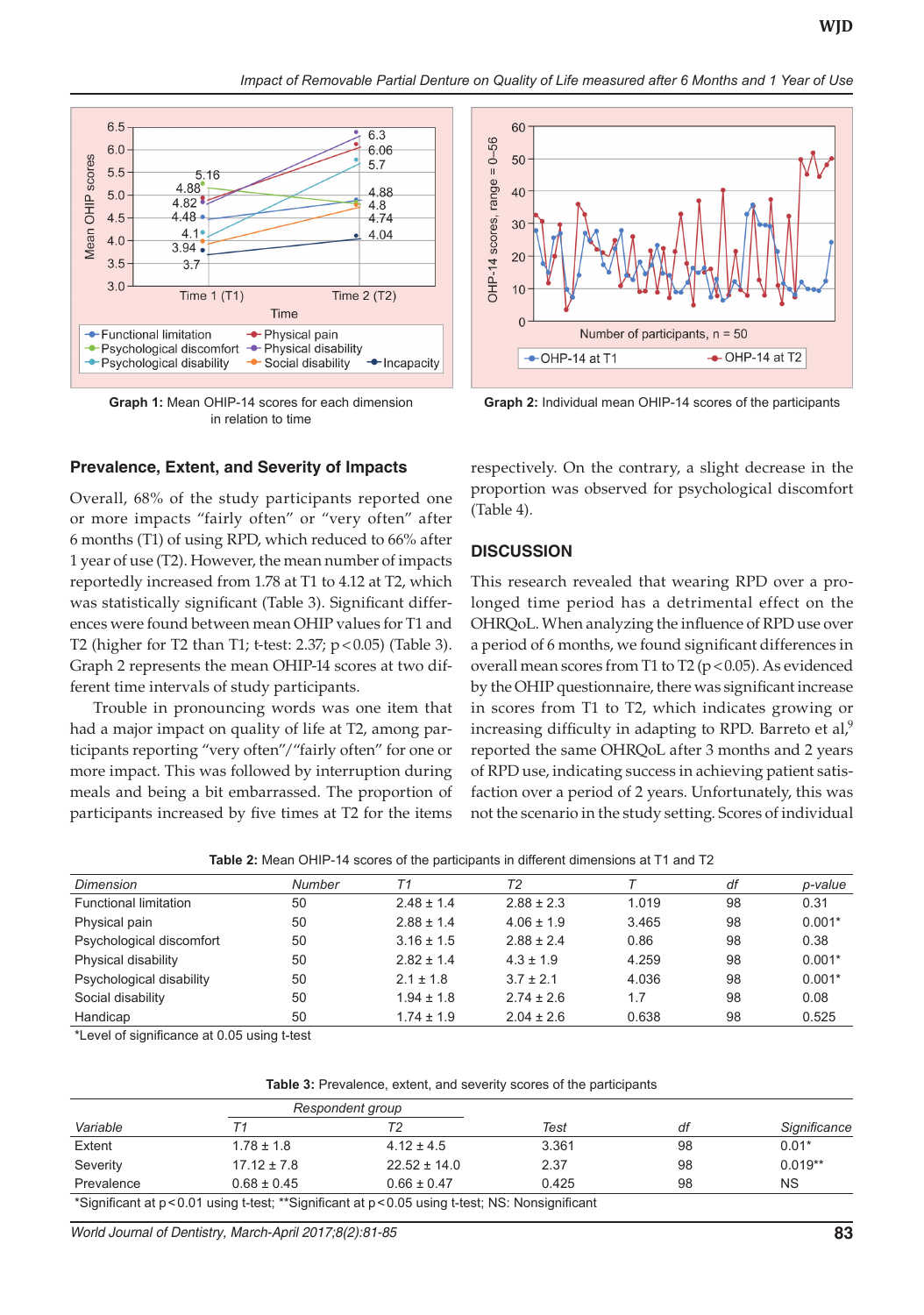Graph 1: Mean OHIP-14 scores for each dimension in relation to time

Graph 2: Individual mean OHIP-14 scores of the participants

### Prevalence, Extent, and Severity of Impacts

Overall, 68% of the study participants reported one or more impacts "fairly often" or "very often" after 6 months (T1) of using RPD, which reduced to 66% after 1 year of use (T2). However, the mean number of impacts reportedly increased from 1.78 at T1 to 4.12 at T2, which was statistically significant (Table 3). Significant differences were found between mean OHIP values for T1 and T2 (higher for T2 than T1; t-test: 2.37; $p < 0.05$) (Table 3). Graph 2 represents the mean OHIP-14 scores at two different time intervals of study participants.

Trouble in pronouncing words was one item that had a major impact on quality of life at T2, among participants reporting "very often"/"fairly often" for one or more impact. This was followed by interruption during meals and being a bit embarrassed. The proportion of participants increased by five times at T2 for the items respectively. On the contrary, a slight decrease in the proportion was observed for psychological discomfort (Table 4).

## DISCUSSION

This research revealed that wearing RPD over a prolonged time period has a detrimental effect on the OHRQoL. When analyzing the influence of RPD use over a period of 6 months, we found significant differences in overall mean scores from T1 to T2 ($p < 0.05$). As evidenced by the OHIP questionnaire, there was significant increase in scores from T1 to T2, which indicates growing or increasing difficulty in adapting to RPD. Barreto et al,[9] reported the same OHRQoL after 3 months and 2 years of RPD use, indicating success in achieving patient satisfaction over a period of 2 years. Unfortunately, this was not the scenario in the study setting. Scores of individual

**Table 2:** Mean OHIP-14 scores of the participants in different dimensions at T1 and T2

| *Dimension* | *Number* | *T1* | *T2* | *T* | *df* | *p-value* |
|---|---|---|---|---|---|---|
| Functional limitation | 50 | 2.48 ± 1.4 | 2.88 ± 2.3 | 1.019 | 98 | 0.31 |
| Physical pain | 50 | 2.88 ± 1.4 | 4.06 ± 1.9 | 3.465 | 98 | 0.001* |
| Psychological discomfort | 50 | 3.16 ± 1.5 | 2.88 ± 2.4 | 0.86 | 98 | 0.38 |
| Physical disability | 50 | 2.82 ± 1.4 | 4.3 ± 1.9 | 4.259 | 98 | 0.001* |
| Psychological disability | 50 | 2.1 ± 1.8 | 3.7 ± 2.1 | 4.036 | 98 | 0.001* |
| Social disability | 50 | 1.94 ± 1.8 | 2.74 ± 2.6 | 1.7 | 98 | 0.08 |
| Handicap | 50 | 1.74 ± 1.9 | 2.04 ± 2.6 | 0.638 | 98 | 0.525 |

*Level of significance at 0.05 using t-test

**Table 3:** Prevalence, extent, and severity scores of the participants

| | *Respondent group* | | | | |
|---|---|---|---|---|---|
| *Variable* | *T1* | *T2* | *Test* | *df* | *Significance* |
| Extent | 1.78 ± 1.8 | 4.12 ± 4.5 | 3.361 | 98 | 0.01* |
| Severity | 17.12 ± 7.8 | 22.52 ± 14.0 | 2.37 | 98 | 0.019** |
| Prevalence | 0.68 ± 0.45 | 0.66 ± 0.47 | 0.425 | 98 | NS |

*Significant at $p < 0.01$ using t-test; **Significant at $p < 0.05$ using t-test; NS: Nonsignificant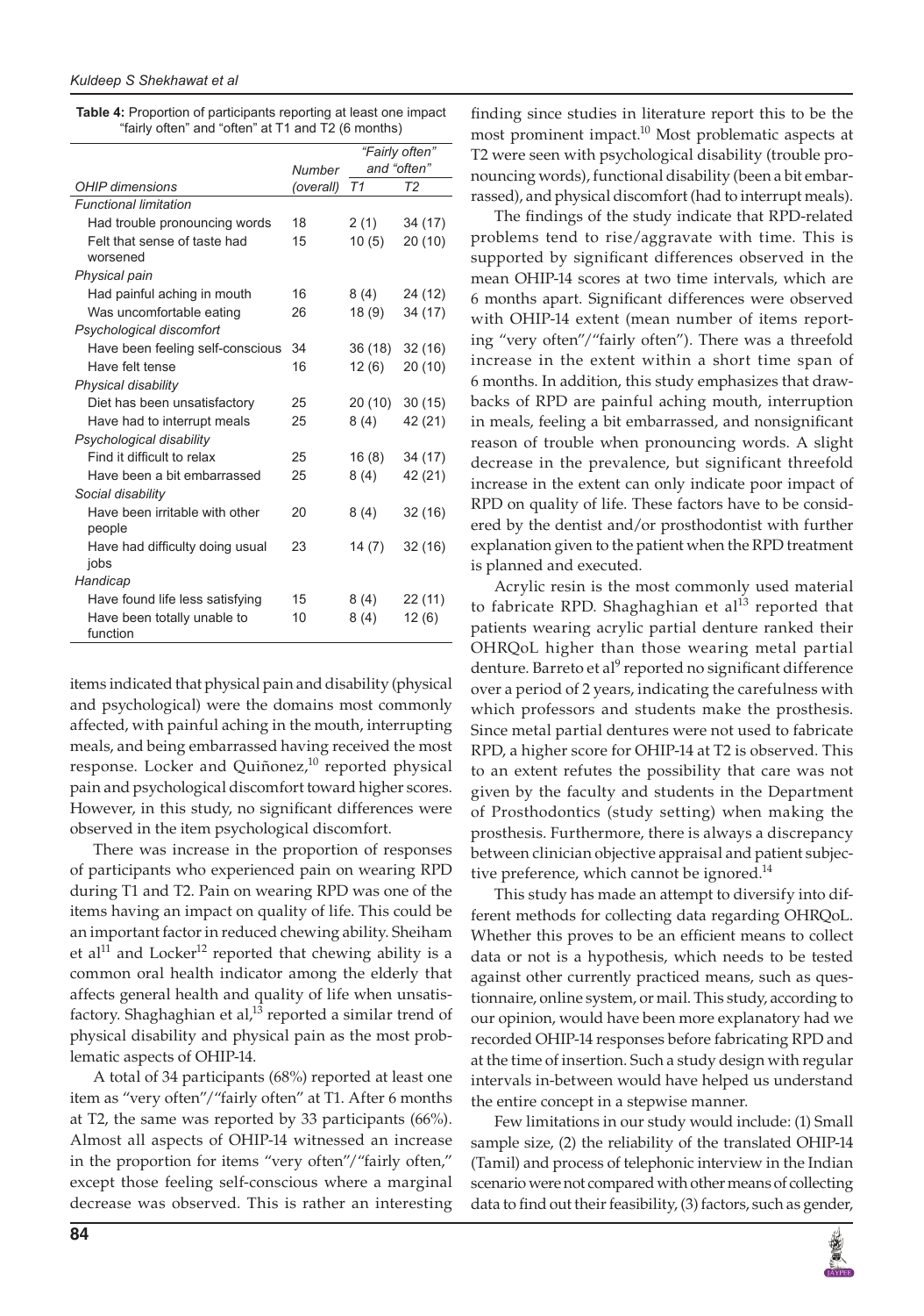**Table 4:** Proportion of participants reporting at least one impact "fairly often" and "often" at T1 and T2 (6 months)

| OHIP dimensions | Number (overall) | "Fairly often" and "often" T1 | T2 |
|---|---|---|---|
| *Functional limitation* | | | |
| Had trouble pronouncing words | 18 | 2 (1) | 34 (17) |
| Felt that sense of taste had worsened | 15 | 10 (5) | 20 (10) |
| *Physical pain* | | | |
| Had painful aching in mouth | 16 | 8 (4) | 24 (12) |
| Was uncomfortable eating | 26 | 18 (9) | 34 (17) |
| *Psychological discomfort* | | | |
| Have been feeling self-conscious | 34 | 36 (18) | 32 (16) |
| Have felt tense | 16 | 12 (6) | 20 (10) |
| *Physical disability* | | | |
| Diet has been unsatisfactory | 25 | 20 (10) | 30 (15) |
| Have had to interrupt meals | 25 | 8 (4) | 42 (21) |
| *Psychological disability* | | | |
| Find it difficult to relax | 25 | 16 (8) | 34 (17) |
| Have been a bit embarrassed | 25 | 8 (4) | 42 (21) |
| *Social disability* | | | |
| Have been irritable with other people | 20 | 8 (4) | 32 (16) |
| Have had difficulty doing usual jobs | 23 | 14 (7) | 32 (16) |
| *Handicap* | | | |
| Have found life less satisfying | 15 | 8 (4) | 22 (11) |
| Have been totally unable to function | 10 | 8 (4) | 12 (6) |

items indicated that physical pain and disability (physical and psychological) were the domains most commonly affected, with painful aching in the mouth, interrupting meals, and being embarrassed having received the most response. Locker and Quiñonez,[10] reported physical pain and psychological discomfort toward higher scores. However, in this study, no significant differences were observed in the item psychological discomfort.

There was increase in the proportion of responses of participants who experienced pain on wearing RPD during T1 and T2. Pain on wearing RPD was one of the items having an impact on quality of life. This could be an important factor in reduced chewing ability. Sheiham et al[11] and Locker[12] reported that chewing ability is a common oral health indicator among the elderly that affects general health and quality of life when unsatisfactory. Shaghaghian et al,[13] reported a similar trend of physical disability and physical pain as the most problematic aspects of OHIP-14.

A total of 34 participants (68%) reported at least one item as "very often"/"fairly often" at T1. After 6 months at T2, the same was reported by 33 participants (66%). Almost all aspects of OHIP-14 witnessed an increase in the proportion for items "very often"/"fairly often," except those feeling self-conscious where a marginal decrease was observed. This is rather an interesting finding since studies in literature report this to be the most prominent impact.[10] Most problematic aspects at T2 were seen with psychological disability (trouble pronouncing words), functional disability (been a bit embarrassed), and physical discomfort (had to interrupt meals).

The findings of the study indicate that RPD-related problems tend to rise/aggravate with time. This is supported by significant differences observed in the mean OHIP-14 scores at two time intervals, which are 6 months apart. Significant differences were observed with OHIP-14 extent (mean number of items reporting "very often"/"fairly often"). There was a threefold increase in the extent within a short time span of 6 months. In addition, this study emphasizes that drawbacks of RPD are painful aching mouth, interruption in meals, feeling a bit embarrassed, and nonsignificant reason of trouble when pronouncing words. A slight decrease in the prevalence, but significant threefold increase in the extent can only indicate poor impact of RPD on quality of life. These factors have to be considered by the dentist and/or prosthodontist with further explanation given to the patient when the RPD treatment is planned and executed.

Acrylic resin is the most commonly used material to fabricate RPD. Shaghaghian et al[13] reported that patients wearing acrylic partial denture ranked their OHRQoL higher than those wearing metal partial denture. Barreto et al[9] reported no significant difference over a period of 2 years, indicating the carefulness with which professors and students make the prosthesis. Since metal partial dentures were not used to fabricate RPD, a higher score for OHIP-14 at T2 is observed. This to an extent refutes the possibility that care was not given by the faculty and students in the Department of Prosthodontics (study setting) when making the prosthesis. Furthermore, there is always a discrepancy between clinician objective appraisal and patient subjective preference, which cannot be ignored.[14]

This study has made an attempt to diversify into different methods for collecting data regarding OHRQoL. Whether this proves to be an efficient means to collect data or not is a hypothesis, which needs to be tested against other currently practiced means, such as questionnaire, online system, or mail. This study, according to our opinion, would have been more explanatory had we recorded OHIP-14 responses before fabricating RPD and at the time of insertion. Such a study design with regular intervals in-between would have helped us understand the entire concept in a stepwise manner.

Few limitations in our study would include: (1) Small sample size, (2) the reliability of the translated OHIP-14 (Tamil) and process of telephonic interview in the Indian scenario were not compared with other means of collecting data to find out their feasibility, (3) factors, such as gender,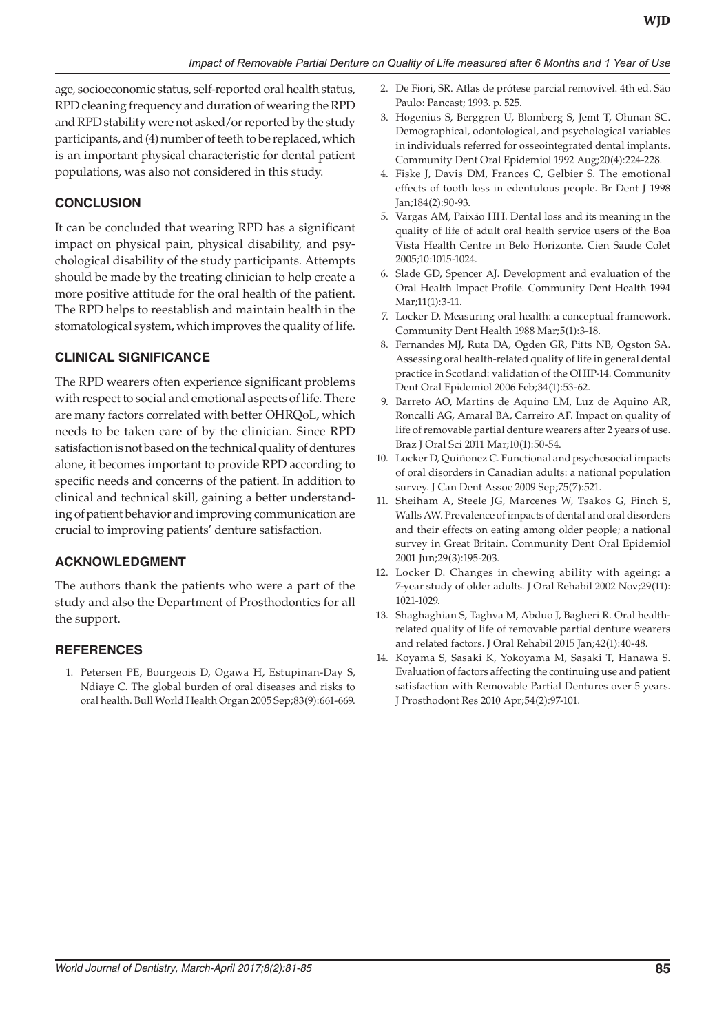age, socioeconomic status, self-reported oral health status, RPD cleaning frequency and duration of wearing the RPD and RPD stability were not asked/or reported by the study participants, and (4) number of teeth to be replaced, which is an important physical characteristic for dental patient populations, was also not considered in this study.

## CONCLUSION

It can be concluded that wearing RPD has a significant impact on physical pain, physical disability, and psychological disability of the study participants. Attempts should be made by the treating clinician to help create a more positive attitude for the oral health of the patient. The RPD helps to reestablish and maintain health in the stomatological system, which improves the quality of life.

## CLINICAL SIGNIFICANCE

The RPD wearers often experience significant problems with respect to social and emotional aspects of life. There are many factors correlated with better OHRQoL, which needs to be taken care of by the clinician. Since RPD satisfaction is not based on the technical quality of dentures alone, it becomes important to provide RPD according to specific needs and concerns of the patient. In addition to clinical and technical skill, gaining a better understanding of patient behavior and improving communication are crucial to improving patients' denture satisfaction.

## ACKNOWLEDGMENT

The authors thank the patients who were a part of the study and also the Department of Prosthodontics for all the support.

## REFERENCES

1. Petersen PE, Bourgeois D, Ogawa H, Estupinan-Day S, Ndiaye C. The global burden of oral diseases and risks to oral health. Bull World Health Organ 2005 Sep;83(9):661-669.
2. De Fiori, SR. Atlas de prótese parcial removível. 4th ed. São Paulo: Pancast; 1993. p. 525.
3. Hogenius S, Berggren U, Blomberg S, Jemt T, Ohman SC. Demographical, odontological, and psychological variables in individuals referred for osseointegrated dental implants. Community Dent Oral Epidemiol 1992 Aug;20(4):224-228.
4. Fiske J, Davis DM, Frances C, Gelbier S. The emotional effects of tooth loss in edentulous people. Br Dent J 1998 Jan;184(2):90-93.
5. Vargas AM, Paixão HH. Dental loss and its meaning in the quality of life of adult oral health service users of the Boa Vista Health Centre in Belo Horizonte. Cien Saude Colet 2005;10:1015-1024.
6. Slade GD, Spencer AJ. Development and evaluation of the Oral Health Impact Profile. Community Dent Health 1994 Mar;11(1):3-11.
7. Locker D. Measuring oral health: a conceptual framework. Community Dent Health 1988 Mar;5(1):3-18.
8. Fernandes MJ, Ruta DA, Ogden GR, Pitts NB, Ogston SA. Assessing oral health-related quality of life in general dental practice in Scotland: validation of the OHIP-14. Community Dent Oral Epidemiol 2006 Feb;34(1):53-62.
9. Barreto AO, Martins de Aquino LM, Luz de Aquino AR, Roncalli AG, Amaral BA, Carreiro AF. Impact on quality of life of removable partial denture wearers after 2 years of use. Braz J Oral Sci 2011 Mar;10(1):50-54.
10. Locker D, Quiñonez C. Functional and psychosocial impacts of oral disorders in Canadian adults: a national population survey. J Can Dent Assoc 2009 Sep;75(7):521.
11. Sheiham A, Steele JG, Marcenes W, Tsakos G, Finch S, Walls AW. Prevalence of impacts of dental and oral disorders and their effects on eating among older people; a national survey in Great Britain. Community Dent Oral Epidemiol 2001 Jun;29(3):195-203.
12. Locker D. Changes in chewing ability with ageing: a 7-year study of older adults. J Oral Rehabil 2002 Nov;29(11): 1021-1029.
13. Shaghaghian S, Taghva M, Abduo J, Bagheri R. Oral health-related quality of life of removable partial denture wearers and related factors. J Oral Rehabil 2015 Jan;42(1):40-48.
14. Koyama S, Sasaki K, Yokoyama M, Sasaki T, Hanawa S. Evaluation of factors affecting the continuing use and patient satisfaction with Removable Partial Dentures over 5 years. J Prosthodont Res 2010 Apr;54(2):97-101.